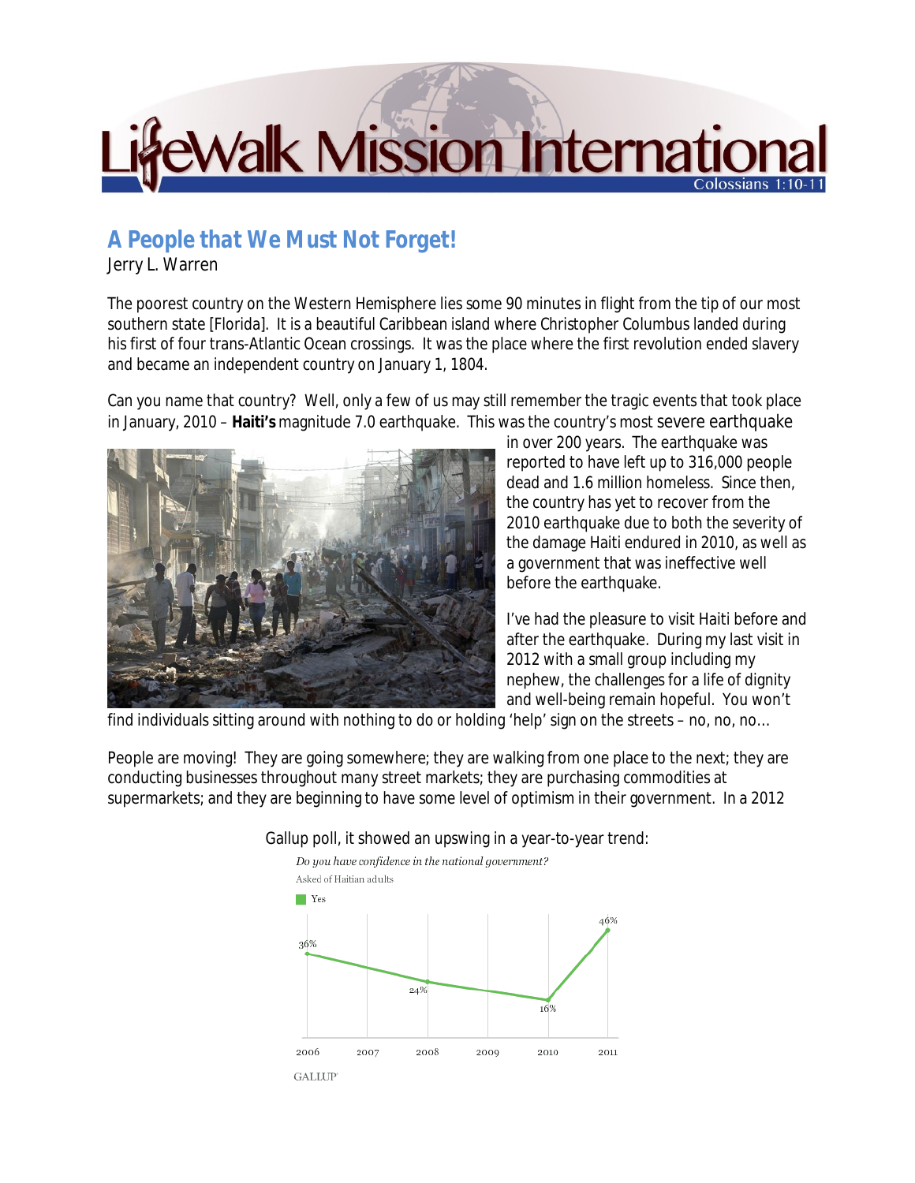# LifeWalk Mission International

Colossians 1:10-11

## A People that We Must Not Forget!

Jerry L. Warren

The poorest country on the Western Hemisphere lies some 90 minutes in flight from the tip of our most southern state [Florida]. It is a beautiful Caribbean island where Christopher Columbus landed during his first of four trans-Atlantic Ocean crossings. It was the place where the first revolution ended slavery and became an independent country on January 1, 1804.

Can you name that country? Well, only a few of us may still remember the tragic events that took place in January, 2010 – **Haiti's** magnitude 7.0 earthquake. This was the country's most severe earthquake in over 200 years. The earthquake was reported to have left up to 316,000 people dead and 1.6 million homeless. Since then, the country has yet to recover from the 2010 earthquake due to both the severity of the damage Haiti endured in 2010, as well as a government that was ineffective well before the earthquake.

I've had the pleasure to visit Haiti before and after the earthquake. During my last visit in 2012 with a small group including my nephew, the challenges for a life of dignity and well-being remain hopeful. You won't find individuals sitting around with nothing to do or holding 'help' sign on the streets – no, no, no…

People are moving! They are going somewhere; they are walking from one place to the next; they are conducting businesses throughout many street markets; they are purchasing commodities at supermarkets; and they are beginning to have some level of optimism in their government. In a 2012 Gallup poll, it showed an upswing in a year-to-year trend:

*Do you have confidence in the national government?*

Asked of Haitian adults

Yes

| Year | Yes |
|---|---|
| 2006 | 36% |
| 2008 | 24% |
| 2010 | 16% |
| 2011 | 46% |

GALLUP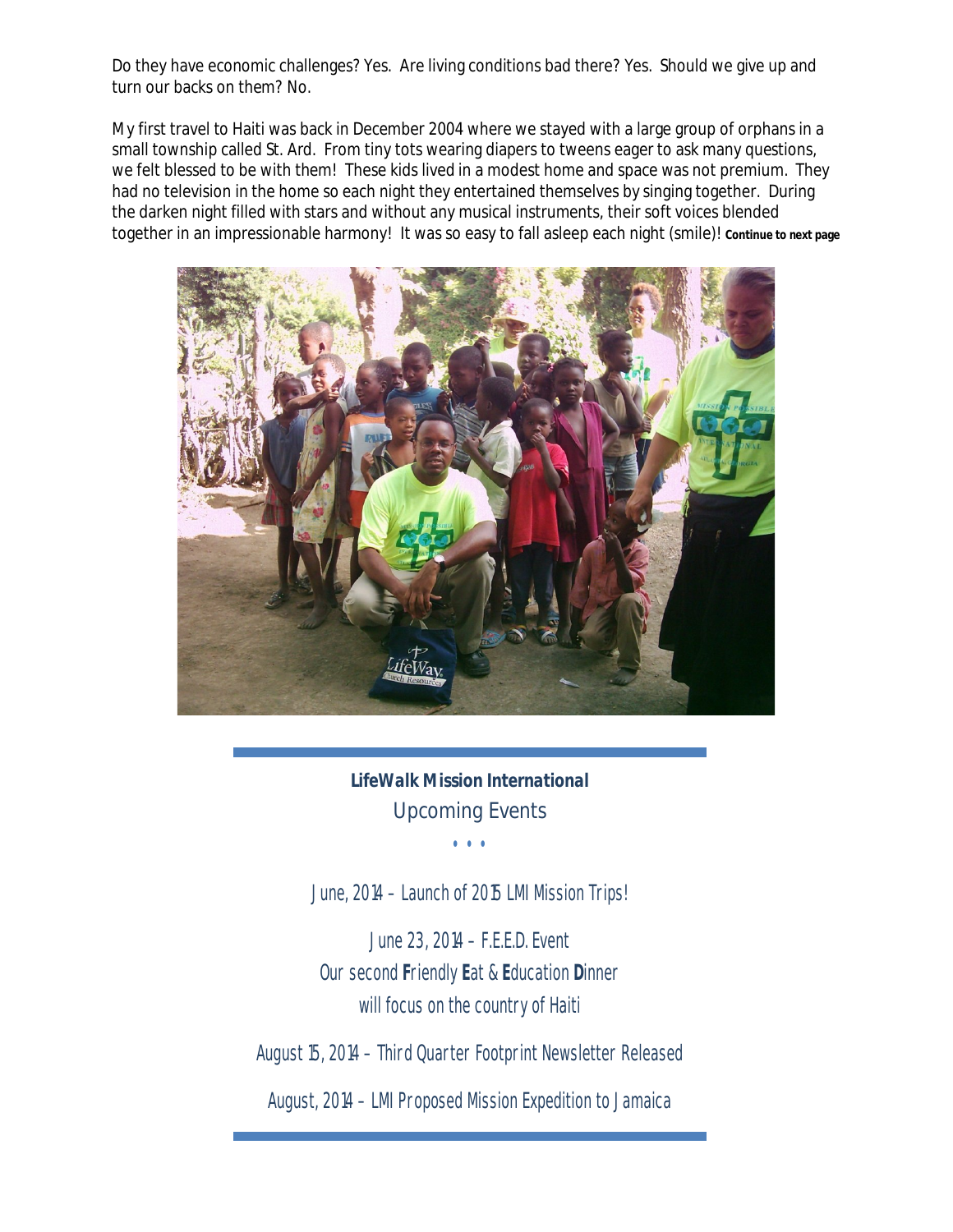Do they have economic challenges? Yes. Are living conditions bad there? Yes. Should we give up and turn our backs on them? No.

My first travel to Haiti was back in December 2004 where we stayed with a large group of orphans in a small township called St. Ard. From tiny tots wearing diapers to tweens eager to ask many questions, we felt blessed to be with them! These kids lived in a modest home and space was not premium. They had no television in the home so each night they entertained themselves by singing together. During the darken night filled with stars and without any musical instruments, their soft voices blended together in an impressionable harmony! It was so easy to fall asleep each night (smile)! **Continue to next page**

---

**LifeWalk Mission International**

Upcoming Events

• • •

June, 2014 – Launch of 2015 LMI Mission Trips!

June 23, 2014 – F.E.E.D. Event
Our second **F**riendly **E**at & **E**ducation **D**inner
will focus on the country of Haiti

August 15, 2014 – Third Quarter Footprint Newsletter Released

August, 2014 – LMI Proposed Mission Expedition to Jamaica

---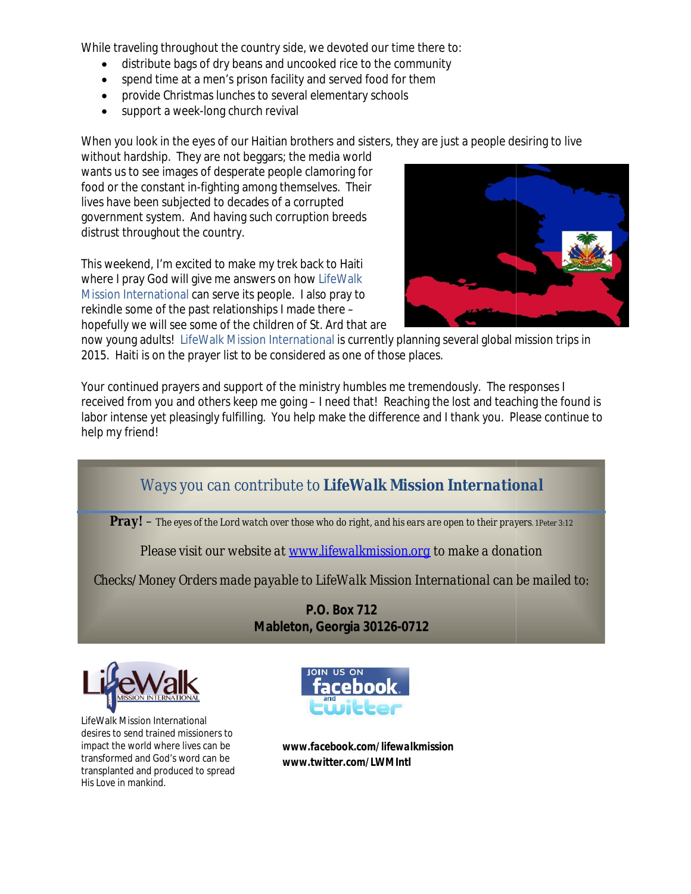While traveling throughout the country side, we devoted our time there to:

- distribute bags of dry beans and uncooked rice to the community
- spend time at a men's prison facility and served food for them
- provide Christmas lunches to several elementary schools
- support a week-long church revival

When you look in the eyes of our Haitian brothers and sisters, they are just a people desiring to live without hardship. They are not beggars; the media world wants us to see images of desperate people clamoring for food or the constant in-fighting among themselves. Their lives have been subjected to decades of a corrupted government system. And having such corruption breeds distrust throughout the country.

This weekend, I'm excited to make my trek back to Haiti where I pray God will give me answers on how LifeWalk Mission International can serve its people. I also pray to rekindle some of the past relationships I made there – hopefully we will see some of the children of St. Ard that are now young adults! LifeWalk Mission International is currently planning several global mission trips in 2015. Haiti is on the prayer list to be considered as one of those places.

Your continued prayers and support of the ministry humbles me tremendously. The responses I received from you and others keep me going – I need that! Reaching the lost and teaching the found is labor intense yet pleasingly fulfilling. You help make the difference and I thank you. Please continue to help my friend!

## Ways you can contribute to **LifeWalk Mission International**

**Pray!** – The eyes of the Lord watch over those who do right, and his ears are open to their prayers. 1Peter 3:12

Please visit our website at www.lifewalkmission.org to make a donation

Checks/Money Orders made payable to LifeWalk Mission International can be mailed to:

**P.O. Box 712**
**Mableton, Georgia 30126-0712**

LifeWalk Mission International desires to send trained missioners to impact the world where lives can be transformed and God's word can be transplanted and produced to spread His Love in mankind.

JOIN US ON facebook and twitter

**www.facebook.com/lifewalkmission**
**www.twitter.com/LWMIntl**